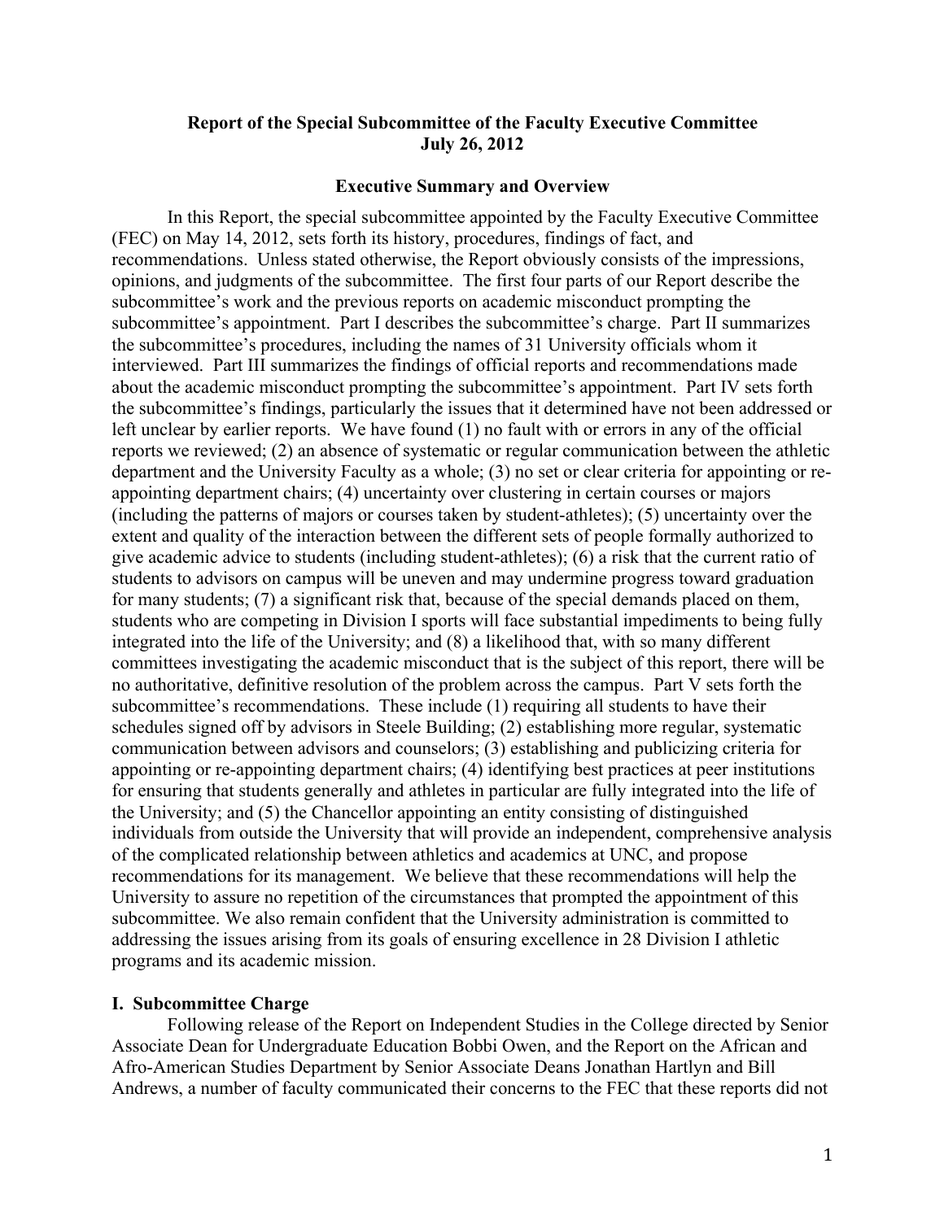**Report of the Special Subcommittee of the Faculty Executive Committee**
**July 26, 2012**

**Executive Summary and Overview**

In this Report, the special subcommittee appointed by the Faculty Executive Committee (FEC) on May 14, 2012, sets forth its history, procedures, findings of fact, and recommendations. Unless stated otherwise, the Report obviously consists of the impressions, opinions, and judgments of the subcommittee. The first four parts of our Report describe the subcommittee's work and the previous reports on academic misconduct prompting the subcommittee's appointment. Part I describes the subcommittee's charge. Part II summarizes the subcommittee's procedures, including the names of 31 University officials whom it interviewed. Part III summarizes the findings of official reports and recommendations made about the academic misconduct prompting the subcommittee's appointment. Part IV sets forth the subcommittee's findings, particularly the issues that it determined have not been addressed or left unclear by earlier reports. We have found (1) no fault with or errors in any of the official reports we reviewed; (2) an absence of systematic or regular communication between the athletic department and the University Faculty as a whole; (3) no set or clear criteria for appointing or re-appointing department chairs; (4) uncertainty over clustering in certain courses or majors (including the patterns of majors or courses taken by student-athletes); (5) uncertainty over the extent and quality of the interaction between the different sets of people formally authorized to give academic advice to students (including student-athletes); (6) a risk that the current ratio of students to advisors on campus will be uneven and may undermine progress toward graduation for many students; (7) a significant risk that, because of the special demands placed on them, students who are competing in Division I sports will face substantial impediments to being fully integrated into the life of the University; and (8) a likelihood that, with so many different committees investigating the academic misconduct that is the subject of this report, there will be no authoritative, definitive resolution of the problem across the campus. Part V sets forth the subcommittee's recommendations. These include (1) requiring all students to have their schedules signed off by advisors in Steele Building; (2) establishing more regular, systematic communication between advisors and counselors; (3) establishing and publicizing criteria for appointing or re-appointing department chairs; (4) identifying best practices at peer institutions for ensuring that students generally and athletes in particular are fully integrated into the life of the University; and (5) the Chancellor appointing an entity consisting of distinguished individuals from outside the University that will provide an independent, comprehensive analysis of the complicated relationship between athletics and academics at UNC, and propose recommendations for its management. We believe that these recommendations will help the University to assure no repetition of the circumstances that prompted the appointment of this subcommittee. We also remain confident that the University administration is committed to addressing the issues arising from its goals of ensuring excellence in 28 Division I athletic programs and its academic mission.

## I. Subcommittee Charge

Following release of the Report on Independent Studies in the College directed by Senior Associate Dean for Undergraduate Education Bobbi Owen, and the Report on the African and Afro-American Studies Department by Senior Associate Deans Jonathan Hartlyn and Bill Andrews, a number of faculty communicated their concerns to the FEC that these reports did not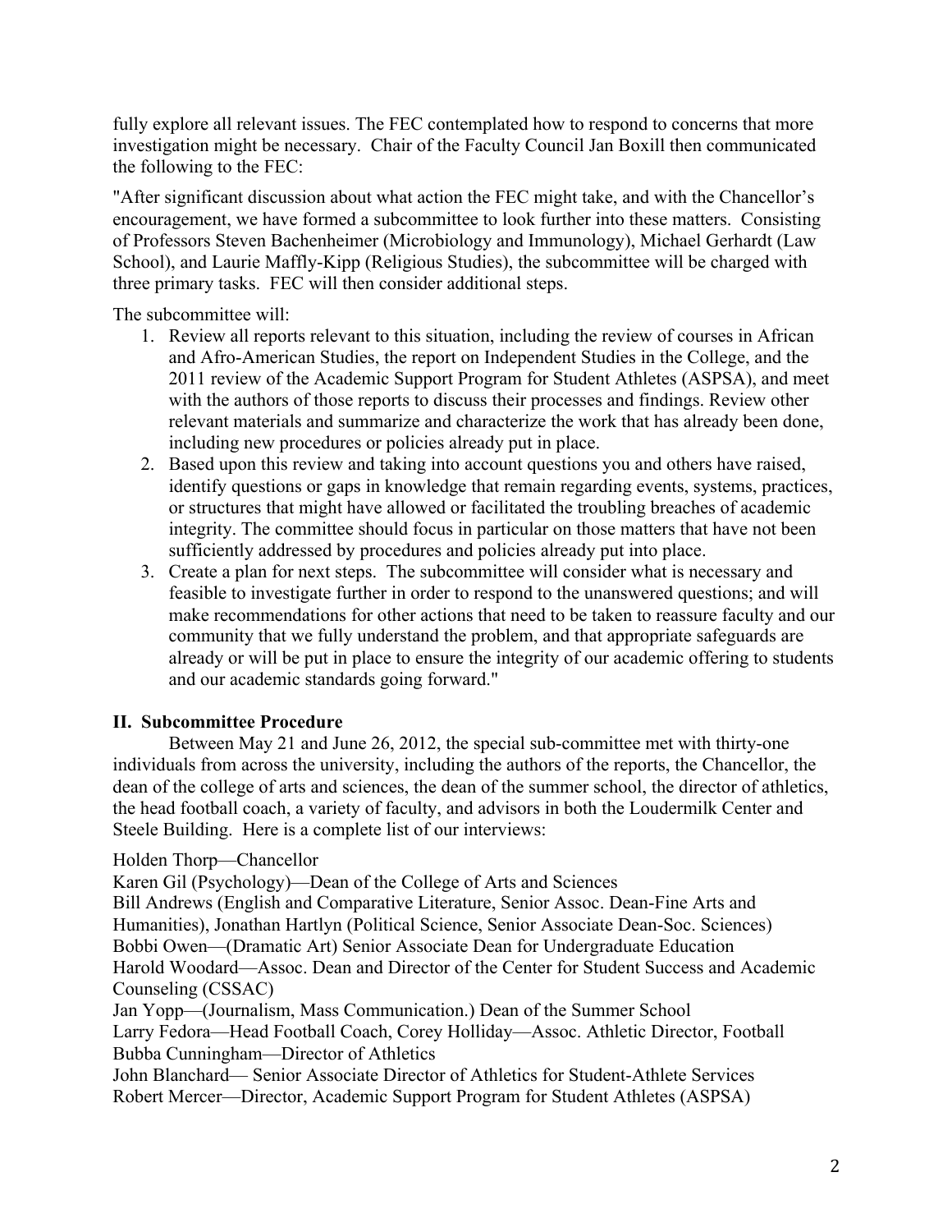fully explore all relevant issues. The FEC contemplated how to respond to concerns that more investigation might be necessary. Chair of the Faculty Council Jan Boxill then communicated the following to the FEC:

"After significant discussion about what action the FEC might take, and with the Chancellor's encouragement, we have formed a subcommittee to look further into these matters. Consisting of Professors Steven Bachenheimer (Microbiology and Immunology), Michael Gerhardt (Law School), and Laurie Maffly-Kipp (Religious Studies), the subcommittee will be charged with three primary tasks. FEC will then consider additional steps.

The subcommittee will:

1. Review all reports relevant to this situation, including the review of courses in African and Afro-American Studies, the report on Independent Studies in the College, and the 2011 review of the Academic Support Program for Student Athletes (ASPSA), and meet with the authors of those reports to discuss their processes and findings. Review other relevant materials and summarize and characterize the work that has already been done, including new procedures or policies already put in place.
2. Based upon this review and taking into account questions you and others have raised, identify questions or gaps in knowledge that remain regarding events, systems, practices, or structures that might have allowed or facilitated the troubling breaches of academic integrity. The committee should focus in particular on those matters that have not been sufficiently addressed by procedures and policies already put into place.
3. Create a plan for next steps. The subcommittee will consider what is necessary and feasible to investigate further in order to respond to the unanswered questions; and will make recommendations for other actions that need to be taken to reassure faculty and our community that we fully understand the problem, and that appropriate safeguards are already or will be put in place to ensure the integrity of our academic offering to students and our academic standards going forward."

## II. Subcommittee Procedure

Between May 21 and June 26, 2012, the special sub-committee met with thirty-one individuals from across the university, including the authors of the reports, the Chancellor, the dean of the college of arts and sciences, the dean of the summer school, the director of athletics, the head football coach, a variety of faculty, and advisors in both the Loudermilk Center and Steele Building. Here is a complete list of our interviews:

Holden Thorp—Chancellor
Karen Gil (Psychology)—Dean of the College of Arts and Sciences
Bill Andrews (English and Comparative Literature, Senior Assoc. Dean-Fine Arts and Humanities), Jonathan Hartlyn (Political Science, Senior Associate Dean-Soc. Sciences)
Bobbi Owen—(Dramatic Art) Senior Associate Dean for Undergraduate Education
Harold Woodard—Assoc. Dean and Director of the Center for Student Success and Academic Counseling (CSSAC)
Jan Yopp—(Journalism, Mass Communication.) Dean of the Summer School
Larry Fedora—Head Football Coach, Corey Holliday—Assoc. Athletic Director, Football
Bubba Cunningham—Director of Athletics
John Blanchard— Senior Associate Director of Athletics for Student-Athlete Services
Robert Mercer—Director, Academic Support Program for Student Athletes (ASPSA)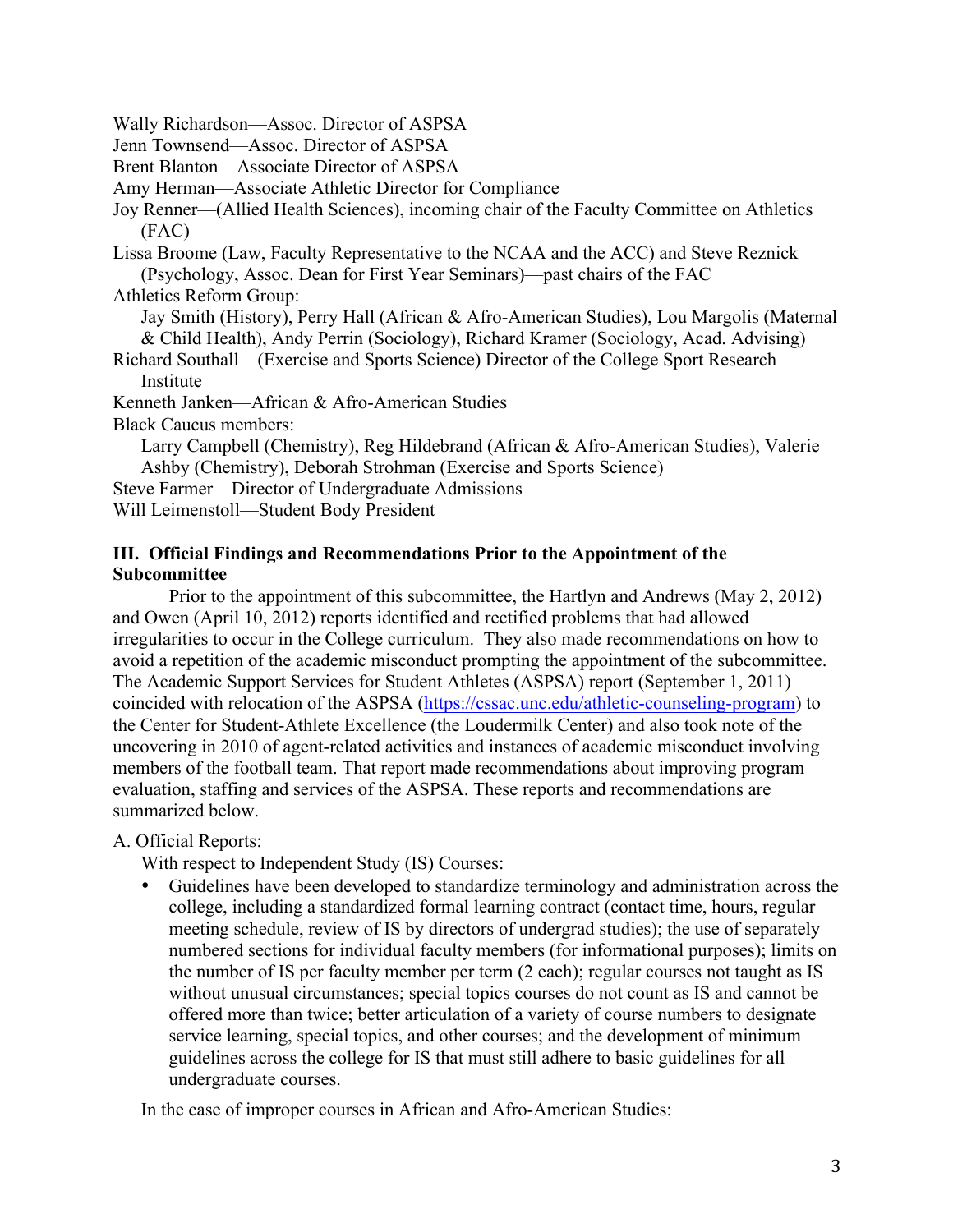Wally Richardson—Assoc. Director of ASPSA
Jenn Townsend—Assoc. Director of ASPSA
Brent Blanton—Associate Director of ASPSA
Amy Herman—Associate Athletic Director for Compliance
Joy Renner—(Allied Health Sciences), incoming chair of the Faculty Committee on Athletics (FAC)
Lissa Broome (Law, Faculty Representative to the NCAA and the ACC) and Steve Reznick (Psychology, Assoc. Dean for First Year Seminars)—past chairs of the FAC
Athletics Reform Group:
Jay Smith (History), Perry Hall (African & Afro-American Studies), Lou Margolis (Maternal & Child Health), Andy Perrin (Sociology), Richard Kramer (Sociology, Acad. Advising)
Richard Southall—(Exercise and Sports Science) Director of the College Sport Research Institute
Kenneth Janken—African & Afro-American Studies
Black Caucus members:
Larry Campbell (Chemistry), Reg Hildebrand (African & Afro-American Studies), Valerie Ashby (Chemistry), Deborah Strohman (Exercise and Sports Science)
Steve Farmer—Director of Undergraduate Admissions
Will Leimenstoll—Student Body President

## III. Official Findings and Recommendations Prior to the Appointment of the Subcommittee

Prior to the appointment of this subcommittee, the Hartlyn and Andrews (May 2, 2012) and Owen (April 10, 2012) reports identified and rectified problems that had allowed irregularities to occur in the College curriculum. They also made recommendations on how to avoid a repetition of the academic misconduct prompting the appointment of the subcommittee. The Academic Support Services for Student Athletes (ASPSA) report (September 1, 2011) coincided with relocation of the ASPSA (https://cssac.unc.edu/athletic-counseling-program) to the Center for Student-Athlete Excellence (the Loudermilk Center) and also took note of the uncovering in 2010 of agent-related activities and instances of academic misconduct involving members of the football team. That report made recommendations about improving program evaluation, staffing and services of the ASPSA. These reports and recommendations are summarized below.

A. Official Reports:

With respect to Independent Study (IS) Courses:

- Guidelines have been developed to standardize terminology and administration across the college, including a standardized formal learning contract (contact time, hours, regular meeting schedule, review of IS by directors of undergrad studies); the use of separately numbered sections for individual faculty members (for informational purposes); limits on the number of IS per faculty member per term (2 each); regular courses not taught as IS without unusual circumstances; special topics courses do not count as IS and cannot be offered more than twice; better articulation of a variety of course numbers to designate service learning, special topics, and other courses; and the development of minimum guidelines across the college for IS that must still adhere to basic guidelines for all undergraduate courses.

In the case of improper courses in African and Afro-American Studies: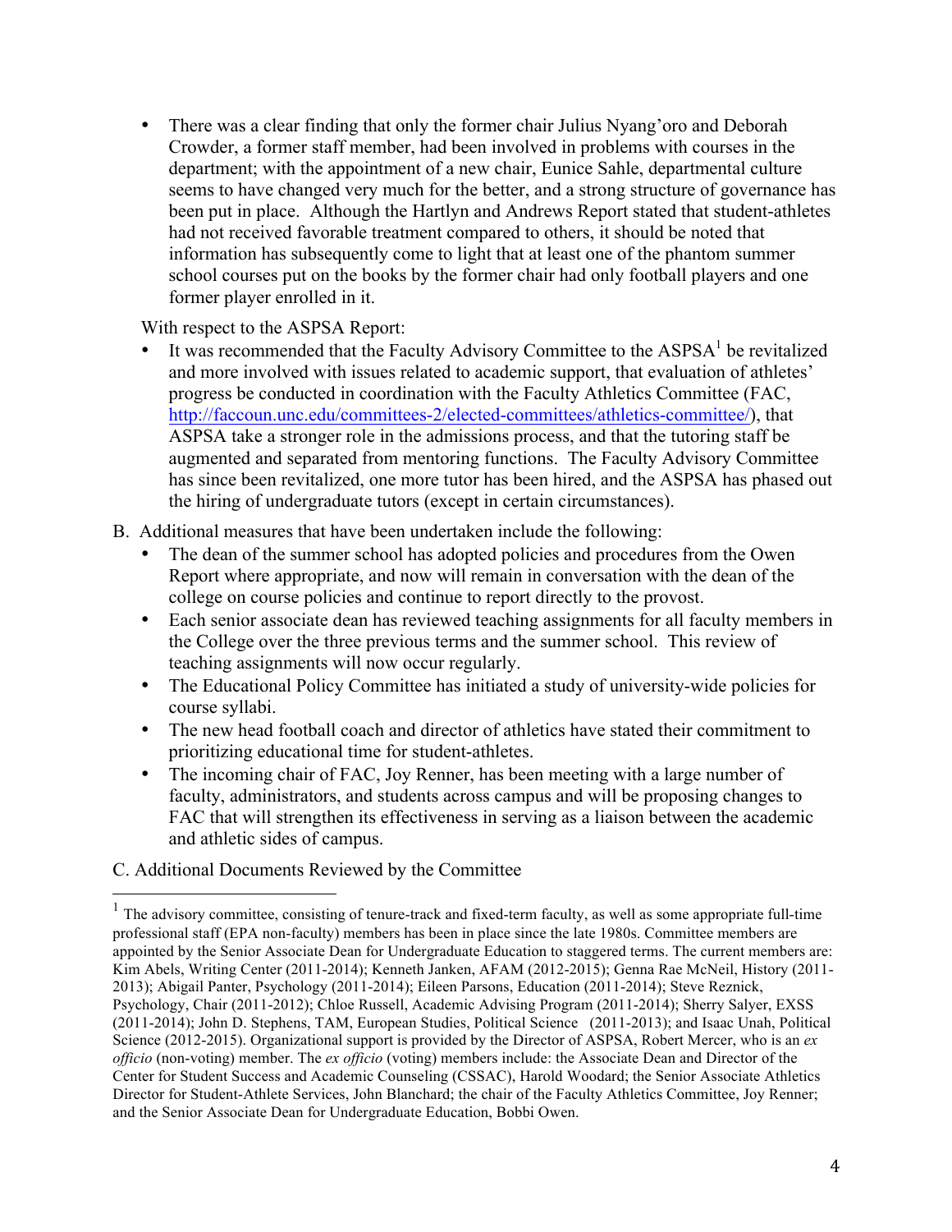- There was a clear finding that only the former chair Julius Nyang'oro and Deborah Crowder, a former staff member, had been involved in problems with courses in the department; with the appointment of a new chair, Eunice Sahle, departmental culture seems to have changed very much for the better, and a strong structure of governance has been put in place. Although the Hartlyn and Andrews Report stated that student-athletes had not received favorable treatment compared to others, it should be noted that information has subsequently come to light that at least one of the phantom summer school courses put on the books by the former chair had only football players and one former player enrolled in it.

With respect to the ASPSA Report:

- It was recommended that the Faculty Advisory Committee to the ASPSA[1] be revitalized and more involved with issues related to academic support, that evaluation of athletes' progress be conducted in coordination with the Faculty Athletics Committee (FAC, http://faccoun.unc.edu/committees-2/elected-committees/athletics-committee/), that ASPSA take a stronger role in the admissions process, and that the tutoring staff be augmented and separated from mentoring functions. The Faculty Advisory Committee has since been revitalized, one more tutor has been hired, and the ASPSA has phased out the hiring of undergraduate tutors (except in certain circumstances).

B. Additional measures that have been undertaken include the following:

- The dean of the summer school has adopted policies and procedures from the Owen Report where appropriate, and now will remain in conversation with the dean of the college on course policies and continue to report directly to the provost.
- Each senior associate dean has reviewed teaching assignments for all faculty members in the College over the three previous terms and the summer school. This review of teaching assignments will now occur regularly.
- The Educational Policy Committee has initiated a study of university-wide policies for course syllabi.
- The new head football coach and director of athletics have stated their commitment to prioritizing educational time for student-athletes.
- The incoming chair of FAC, Joy Renner, has been meeting with a large number of faculty, administrators, and students across campus and will be proposing changes to FAC that will strengthen its effectiveness in serving as a liaison between the academic and athletic sides of campus.

C. Additional Documents Reviewed by the Committee

---

[1] The advisory committee, consisting of tenure-track and fixed-term faculty, as well as some appropriate full-time professional staff (EPA non-faculty) members has been in place since the late 1980s. Committee members are appointed by the Senior Associate Dean for Undergraduate Education to staggered terms. The current members are: Kim Abels, Writing Center (2011-2014); Kenneth Janken, AFAM (2012-2015); Genna Rae McNeil, History (2011-2013); Abigail Panter, Psychology (2011-2014); Eileen Parsons, Education (2011-2014); Steve Reznick, Psychology, Chair (2011-2012); Chloe Russell, Academic Advising Program (2011-2014); Sherry Salyer, EXSS (2011-2014); John D. Stephens, TAM, European Studies, Political Science (2011-2013); and Isaac Unah, Political Science (2012-2015). Organizational support is provided by the Director of ASPSA, Robert Mercer, who is an *ex officio* (non-voting) member. The *ex officio* (voting) members include: the Associate Dean and Director of the Center for Student Success and Academic Counseling (CSSAC), Harold Woodard; the Senior Associate Athletics Director for Student-Athlete Services, John Blanchard; the chair of the Faculty Athletics Committee, Joy Renner; and the Senior Associate Dean for Undergraduate Education, Bobbi Owen.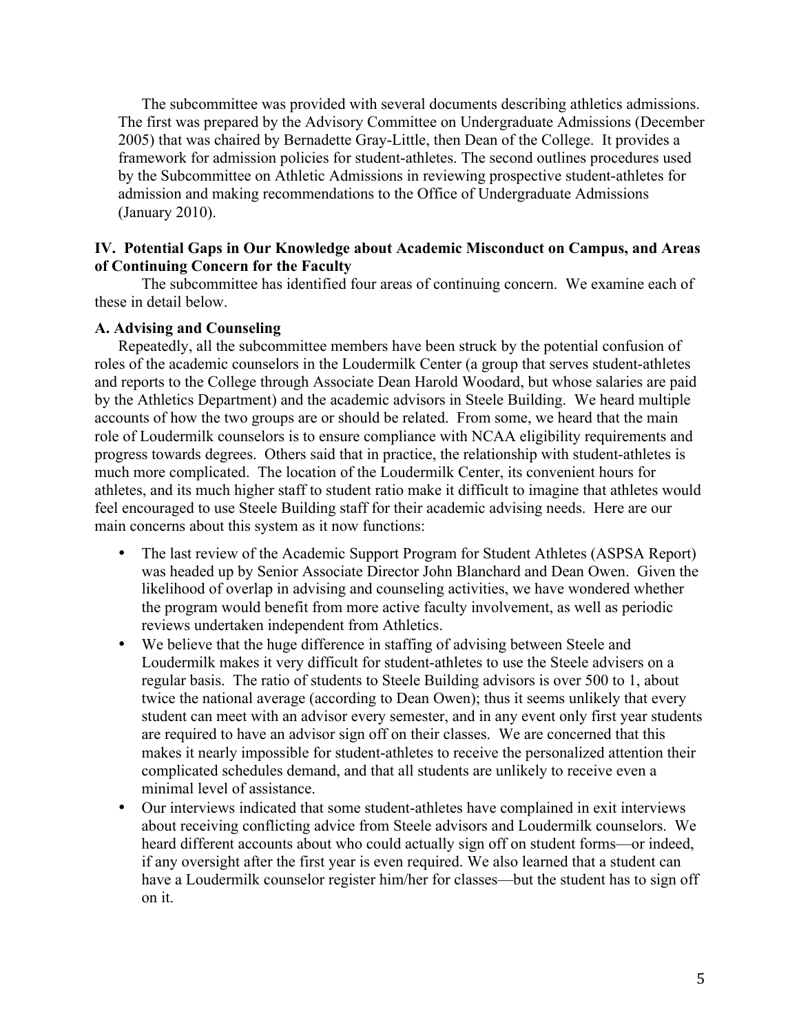The subcommittee was provided with several documents describing athletics admissions. The first was prepared by the Advisory Committee on Undergraduate Admissions (December 2005) that was chaired by Bernadette Gray-Little, then Dean of the College. It provides a framework for admission policies for student-athletes. The second outlines procedures used by the Subcommittee on Athletic Admissions in reviewing prospective student-athletes for admission and making recommendations to the Office of Undergraduate Admissions (January 2010).

## IV. Potential Gaps in Our Knowledge about Academic Misconduct on Campus, and Areas of Continuing Concern for the Faculty

The subcommittee has identified four areas of continuing concern. We examine each of these in detail below.

### A. Advising and Counseling

Repeatedly, all the subcommittee members have been struck by the potential confusion of roles of the academic counselors in the Loudermilk Center (a group that serves student-athletes and reports to the College through Associate Dean Harold Woodard, but whose salaries are paid by the Athletics Department) and the academic advisors in Steele Building. We heard multiple accounts of how the two groups are or should be related. From some, we heard that the main role of Loudermilk counselors is to ensure compliance with NCAA eligibility requirements and progress towards degrees. Others said that in practice, the relationship with student-athletes is much more complicated. The location of the Loudermilk Center, its convenient hours for athletes, and its much higher staff to student ratio make it difficult to imagine that athletes would feel encouraged to use Steele Building staff for their academic advising needs. Here are our main concerns about this system as it now functions:

- The last review of the Academic Support Program for Student Athletes (ASPSA Report) was headed up by Senior Associate Director John Blanchard and Dean Owen. Given the likelihood of overlap in advising and counseling activities, we have wondered whether the program would benefit from more active faculty involvement, as well as periodic reviews undertaken independent from Athletics.
- We believe that the huge difference in staffing of advising between Steele and Loudermilk makes it very difficult for student-athletes to use the Steele advisers on a regular basis. The ratio of students to Steele Building advisors is over 500 to 1, about twice the national average (according to Dean Owen); thus it seems unlikely that every student can meet with an advisor every semester, and in any event only first year students are required to have an advisor sign off on their classes. We are concerned that this makes it nearly impossible for student-athletes to receive the personalized attention their complicated schedules demand, and that all students are unlikely to receive even a minimal level of assistance.
- Our interviews indicated that some student-athletes have complained in exit interviews about receiving conflicting advice from Steele advisors and Loudermilk counselors. We heard different accounts about who could actually sign off on student forms—or indeed, if any oversight after the first year is even required. We also learned that a student can have a Loudermilk counselor register him/her for classes—but the student has to sign off on it.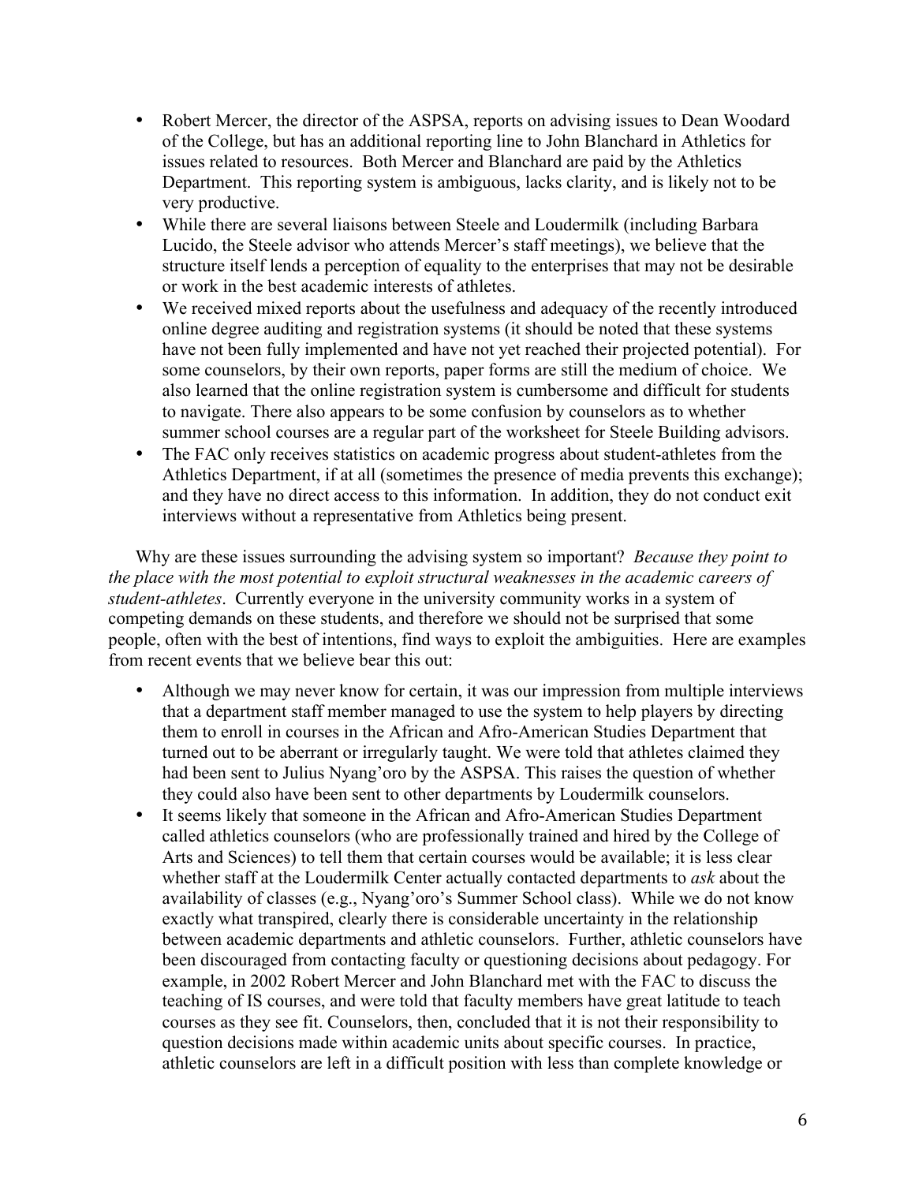- Robert Mercer, the director of the ASPSA, reports on advising issues to Dean Woodard of the College, but has an additional reporting line to John Blanchard in Athletics for issues related to resources. Both Mercer and Blanchard are paid by the Athletics Department. This reporting system is ambiguous, lacks clarity, and is likely not to be very productive.
- While there are several liaisons between Steele and Loudermilk (including Barbara Lucido, the Steele advisor who attends Mercer's staff meetings), we believe that the structure itself lends a perception of equality to the enterprises that may not be desirable or work in the best academic interests of athletes.
- We received mixed reports about the usefulness and adequacy of the recently introduced online degree auditing and registration systems (it should be noted that these systems have not been fully implemented and have not yet reached their projected potential). For some counselors, by their own reports, paper forms are still the medium of choice. We also learned that the online registration system is cumbersome and difficult for students to navigate. There also appears to be some confusion by counselors as to whether summer school courses are a regular part of the worksheet for Steele Building advisors.
- The FAC only receives statistics on academic progress about student-athletes from the Athletics Department, if at all (sometimes the presence of media prevents this exchange); and they have no direct access to this information. In addition, they do not conduct exit interviews without a representative from Athletics being present.

Why are these issues surrounding the advising system so important? *Because they point to the place with the most potential to exploit structural weaknesses in the academic careers of student-athletes*. Currently everyone in the university community works in a system of competing demands on these students, and therefore we should not be surprised that some people, often with the best of intentions, find ways to exploit the ambiguities. Here are examples from recent events that we believe bear this out:

- Although we may never know for certain, it was our impression from multiple interviews that a department staff member managed to use the system to help players by directing them to enroll in courses in the African and Afro-American Studies Department that turned out to be aberrant or irregularly taught. We were told that athletes claimed they had been sent to Julius Nyang'oro by the ASPSA. This raises the question of whether they could also have been sent to other departments by Loudermilk counselors.
- It seems likely that someone in the African and Afro-American Studies Department called athletics counselors (who are professionally trained and hired by the College of Arts and Sciences) to tell them that certain courses would be available; it is less clear whether staff at the Loudermilk Center actually contacted departments to *ask* about the availability of classes (e.g., Nyang'oro's Summer School class). While we do not know exactly what transpired, clearly there is considerable uncertainty in the relationship between academic departments and athletic counselors. Further, athletic counselors have been discouraged from contacting faculty or questioning decisions about pedagogy. For example, in 2002 Robert Mercer and John Blanchard met with the FAC to discuss the teaching of IS courses, and were told that faculty members have great latitude to teach courses as they see fit. Counselors, then, concluded that it is not their responsibility to question decisions made within academic units about specific courses. In practice, athletic counselors are left in a difficult position with less than complete knowledge or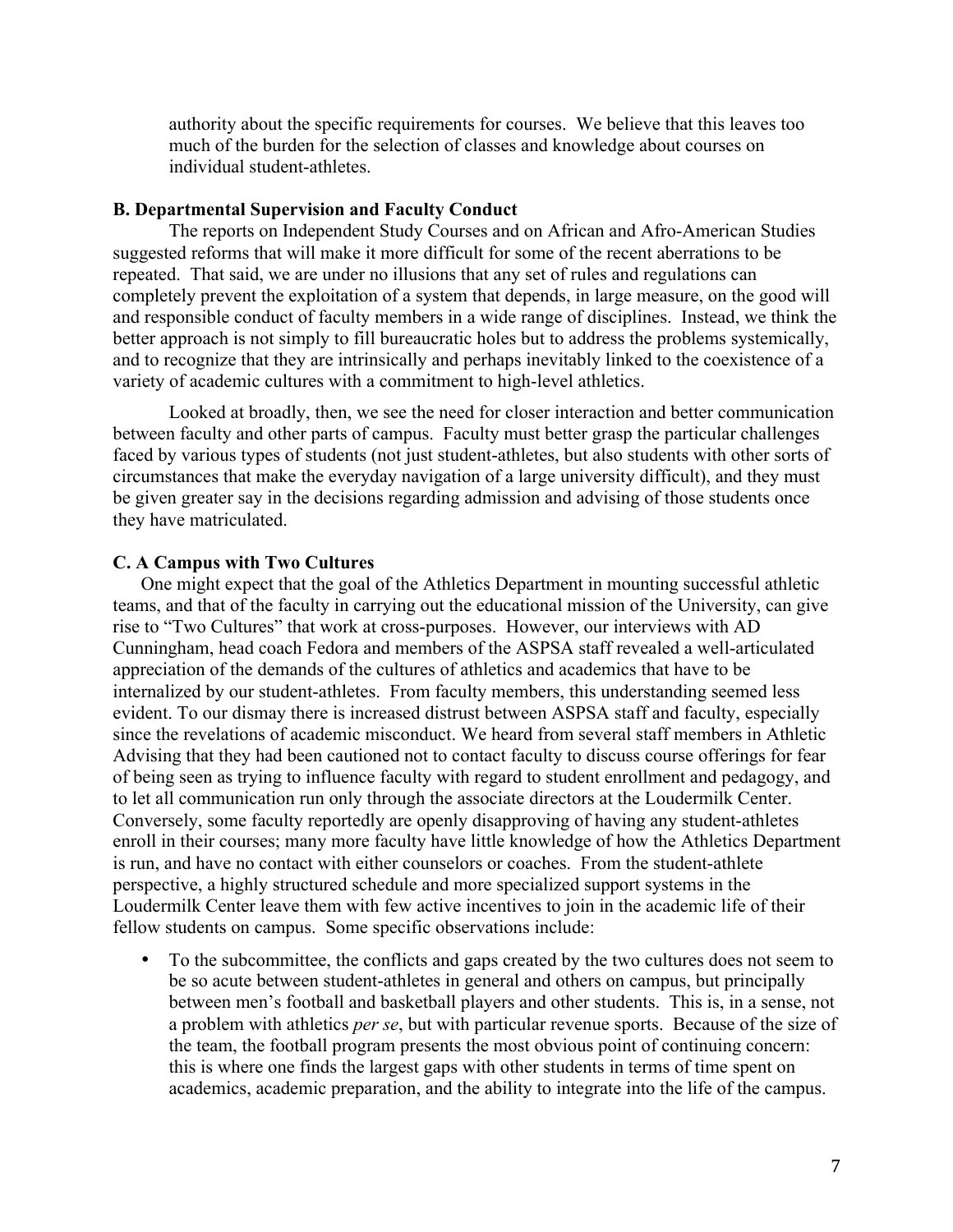authority about the specific requirements for courses. We believe that this leaves too much of the burden for the selection of classes and knowledge about courses on individual student-athletes.

### B. Departmental Supervision and Faculty Conduct

The reports on Independent Study Courses and on African and Afro-American Studies suggested reforms that will make it more difficult for some of the recent aberrations to be repeated. That said, we are under no illusions that any set of rules and regulations can completely prevent the exploitation of a system that depends, in large measure, on the good will and responsible conduct of faculty members in a wide range of disciplines. Instead, we think the better approach is not simply to fill bureaucratic holes but to address the problems systemically, and to recognize that they are intrinsically and perhaps inevitably linked to the coexistence of a variety of academic cultures with a commitment to high-level athletics.

Looked at broadly, then, we see the need for closer interaction and better communication between faculty and other parts of campus. Faculty must better grasp the particular challenges faced by various types of students (not just student-athletes, but also students with other sorts of circumstances that make the everyday navigation of a large university difficult), and they must be given greater say in the decisions regarding admission and advising of those students once they have matriculated.

### C. A Campus with Two Cultures

One might expect that the goal of the Athletics Department in mounting successful athletic teams, and that of the faculty in carrying out the educational mission of the University, can give rise to "Two Cultures" that work at cross-purposes. However, our interviews with AD Cunningham, head coach Fedora and members of the ASPSA staff revealed a well-articulated appreciation of the demands of the cultures of athletics and academics that have to be internalized by our student-athletes. From faculty members, this understanding seemed less evident. To our dismay there is increased distrust between ASPSA staff and faculty, especially since the revelations of academic misconduct. We heard from several staff members in Athletic Advising that they had been cautioned not to contact faculty to discuss course offerings for fear of being seen as trying to influence faculty with regard to student enrollment and pedagogy, and to let all communication run only through the associate directors at the Loudermilk Center. Conversely, some faculty reportedly are openly disapproving of having any student-athletes enroll in their courses; many more faculty have little knowledge of how the Athletics Department is run, and have no contact with either counselors or coaches. From the student-athlete perspective, a highly structured schedule and more specialized support systems in the Loudermilk Center leave them with few active incentives to join in the academic life of their fellow students on campus. Some specific observations include:

- To the subcommittee, the conflicts and gaps created by the two cultures does not seem to be so acute between student-athletes in general and others on campus, but principally between men's football and basketball players and other students. This is, in a sense, not a problem with athletics *per se*, but with particular revenue sports. Because of the size of the team, the football program presents the most obvious point of continuing concern: this is where one finds the largest gaps with other students in terms of time spent on academics, academic preparation, and the ability to integrate into the life of the campus.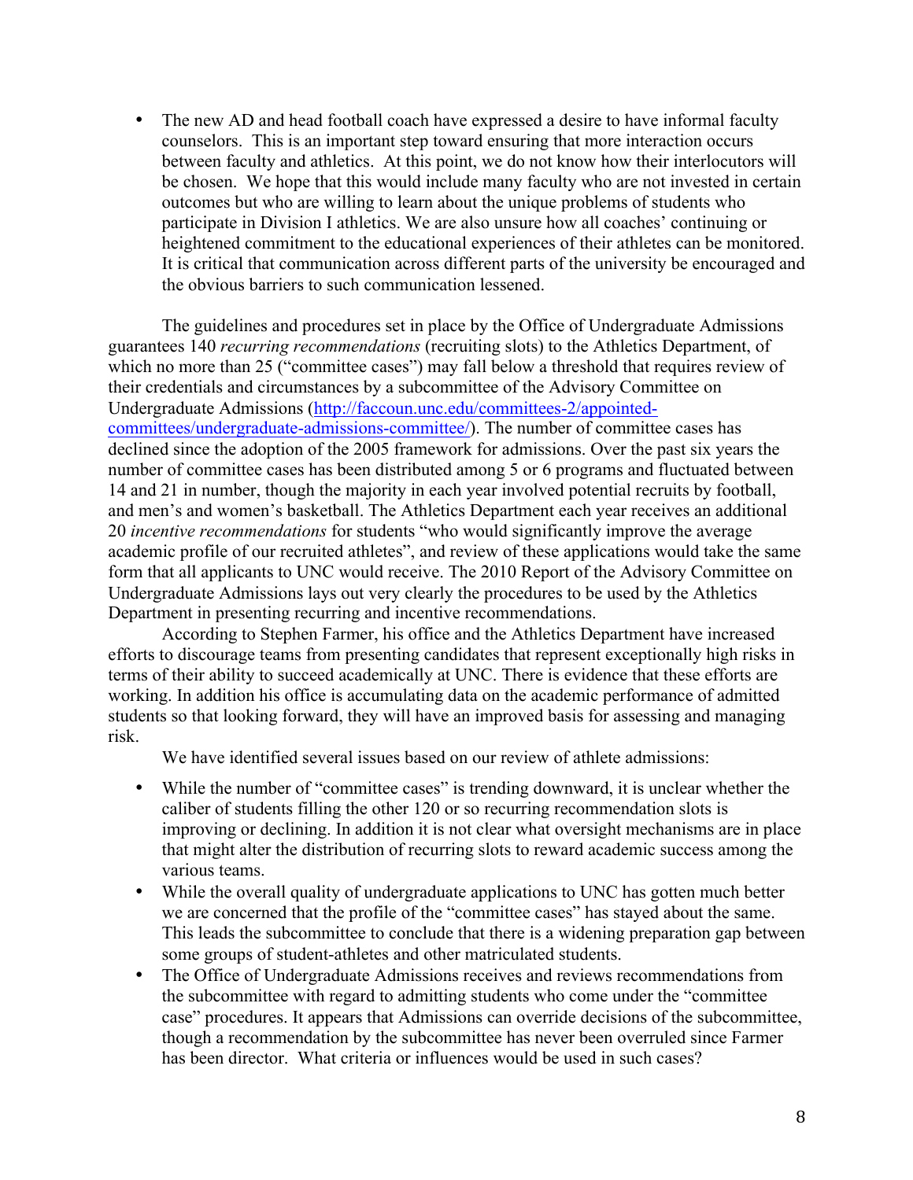- The new AD and head football coach have expressed a desire to have informal faculty counselors. This is an important step toward ensuring that more interaction occurs between faculty and athletics. At this point, we do not know how their interlocutors will be chosen. We hope that this would include many faculty who are not invested in certain outcomes but who are willing to learn about the unique problems of students who participate in Division I athletics. We are also unsure how all coaches' continuing or heightened commitment to the educational experiences of their athletes can be monitored. It is critical that communication across different parts of the university be encouraged and the obvious barriers to such communication lessened.

The guidelines and procedures set in place by the Office of Undergraduate Admissions guarantees 140 *recurring recommendations* (recruiting slots) to the Athletics Department, of which no more than 25 ("committee cases") may fall below a threshold that requires review of their credentials and circumstances by a subcommittee of the Advisory Committee on Undergraduate Admissions (http://faccoun.unc.edu/committees-2/appointed-committees/undergraduate-admissions-committee/). The number of committee cases has declined since the adoption of the 2005 framework for admissions. Over the past six years the number of committee cases has been distributed among 5 or 6 programs and fluctuated between 14 and 21 in number, though the majority in each year involved potential recruits by football, and men's and women's basketball. The Athletics Department each year receives an additional 20 *incentive recommendations* for students "who would significantly improve the average academic profile of our recruited athletes", and review of these applications would take the same form that all applicants to UNC would receive. The 2010 Report of the Advisory Committee on Undergraduate Admissions lays out very clearly the procedures to be used by the Athletics Department in presenting recurring and incentive recommendations.

According to Stephen Farmer, his office and the Athletics Department have increased efforts to discourage teams from presenting candidates that represent exceptionally high risks in terms of their ability to succeed academically at UNC. There is evidence that these efforts are working. In addition his office is accumulating data on the academic performance of admitted students so that looking forward, they will have an improved basis for assessing and managing risk.

We have identified several issues based on our review of athlete admissions:

- While the number of "committee cases" is trending downward, it is unclear whether the caliber of students filling the other 120 or so recurring recommendation slots is improving or declining. In addition it is not clear what oversight mechanisms are in place that might alter the distribution of recurring slots to reward academic success among the various teams.
- While the overall quality of undergraduate applications to UNC has gotten much better we are concerned that the profile of the "committee cases" has stayed about the same. This leads the subcommittee to conclude that there is a widening preparation gap between some groups of student-athletes and other matriculated students.
- The Office of Undergraduate Admissions receives and reviews recommendations from the subcommittee with regard to admitting students who come under the "committee case" procedures. It appears that Admissions can override decisions of the subcommittee, though a recommendation by the subcommittee has never been overruled since Farmer has been director. What criteria or influences would be used in such cases?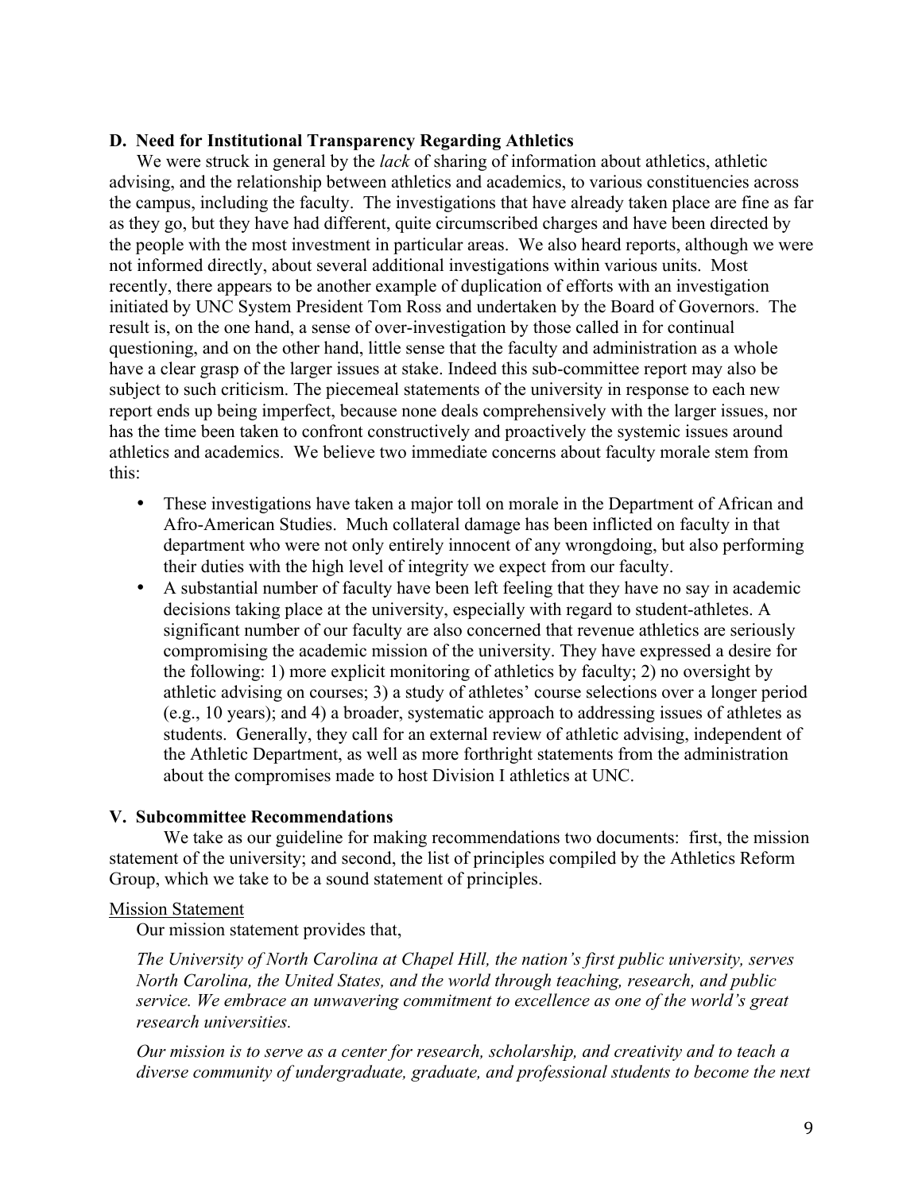### D. Need for Institutional Transparency Regarding Athletics

We were struck in general by the *lack* of sharing of information about athletics, athletic advising, and the relationship between athletics and academics, to various constituencies across the campus, including the faculty. The investigations that have already taken place are fine as far as they go, but they have had different, quite circumscribed charges and have been directed by the people with the most investment in particular areas. We also heard reports, although we were not informed directly, about several additional investigations within various units. Most recently, there appears to be another example of duplication of efforts with an investigation initiated by UNC System President Tom Ross and undertaken by the Board of Governors. The result is, on the one hand, a sense of over-investigation by those called in for continual questioning, and on the other hand, little sense that the faculty and administration as a whole have a clear grasp of the larger issues at stake. Indeed this sub-committee report may also be subject to such criticism. The piecemeal statements of the university in response to each new report ends up being imperfect, because none deals comprehensively with the larger issues, nor has the time been taken to confront constructively and proactively the systemic issues around athletics and academics. We believe two immediate concerns about faculty morale stem from this:

- These investigations have taken a major toll on morale in the Department of African and Afro-American Studies. Much collateral damage has been inflicted on faculty in that department who were not only entirely innocent of any wrongdoing, but also performing their duties with the high level of integrity we expect from our faculty.
- A substantial number of faculty have been left feeling that they have no say in academic decisions taking place at the university, especially with regard to student-athletes. A significant number of our faculty are also concerned that revenue athletics are seriously compromising the academic mission of the university. They have expressed a desire for the following: 1) more explicit monitoring of athletics by faculty; 2) no oversight by athletic advising on courses; 3) a study of athletes' course selections over a longer period (e.g., 10 years); and 4) a broader, systematic approach to addressing issues of athletes as students. Generally, they call for an external review of athletic advising, independent of the Athletic Department, as well as more forthright statements from the administration about the compromises made to host Division I athletics at UNC.

## V. Subcommittee Recommendations

We take as our guideline for making recommendations two documents: first, the mission statement of the university; and second, the list of principles compiled by the Athletics Reform Group, which we take to be a sound statement of principles.

<u>Mission Statement</u>

Our mission statement provides that,

*The University of North Carolina at Chapel Hill, the nation's first public university, serves North Carolina, the United States, and the world through teaching, research, and public service. We embrace an unwavering commitment to excellence as one of the world's great research universities.*

*Our mission is to serve as a center for research, scholarship, and creativity and to teach a diverse community of undergraduate, graduate, and professional students to become the next*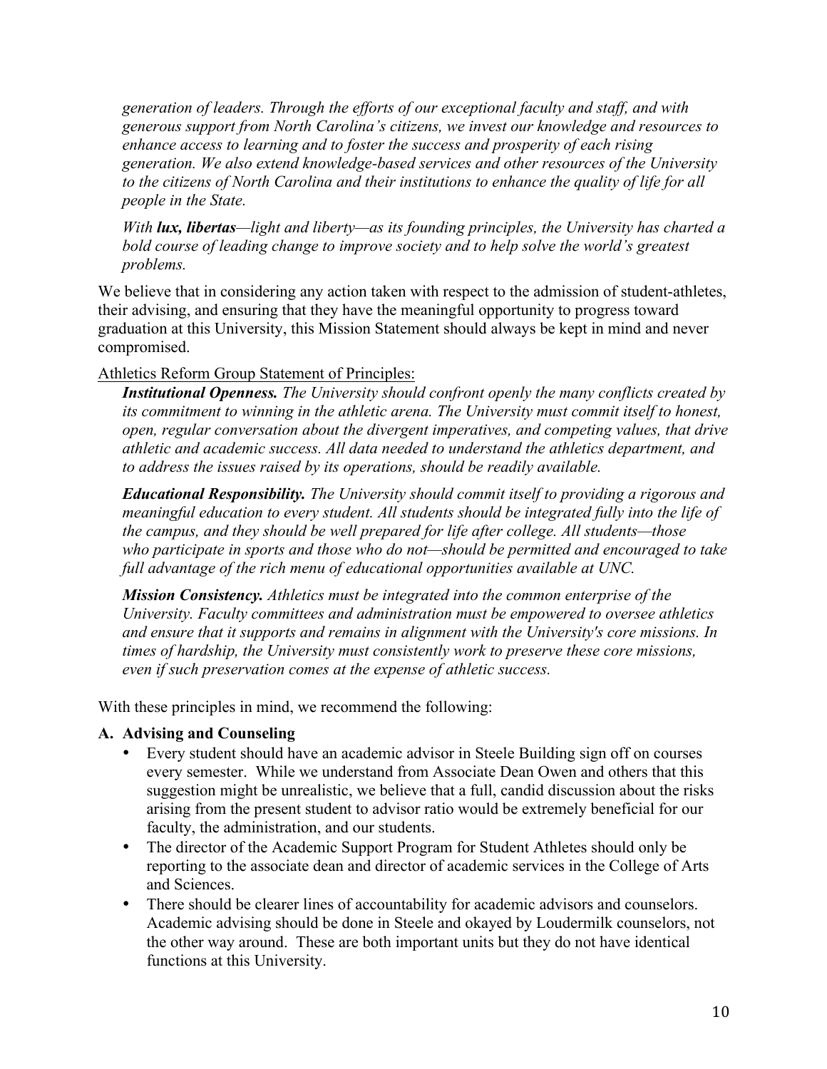*generation of leaders. Through the efforts of our exceptional faculty and staff, and with generous support from North Carolina's citizens, we invest our knowledge and resources to enhance access to learning and to foster the success and prosperity of each rising generation. We also extend knowledge-based services and other resources of the University to the citizens of North Carolina and their institutions to enhance the quality of life for all people in the State.*

*With **lux, libertas**—light and liberty—as its founding principles, the University has charted a bold course of leading change to improve society and to help solve the world's greatest problems.*

We believe that in considering any action taken with respect to the admission of student-athletes, their advising, and ensuring that they have the meaningful opportunity to progress toward graduation at this University, this Mission Statement should always be kept in mind and never compromised.

<u>Athletics Reform Group Statement of Principles:</u>

***Institutional Openness.*** *The University should confront openly the many conflicts created by its commitment to winning in the athletic arena. The University must commit itself to honest, open, regular conversation about the divergent imperatives, and competing values, that drive athletic and academic success. All data needed to understand the athletics department, and to address the issues raised by its operations, should be readily available.*

***Educational Responsibility.*** *The University should commit itself to providing a rigorous and meaningful education to every student. All students should be integrated fully into the life of the campus, and they should be well prepared for life after college. All students—those who participate in sports and those who do not—should be permitted and encouraged to take full advantage of the rich menu of educational opportunities available at UNC.*

***Mission Consistency.*** *Athletics must be integrated into the common enterprise of the University. Faculty committees and administration must be empowered to oversee athletics and ensure that it supports and remains in alignment with the University's core missions. In times of hardship, the University must consistently work to preserve these core missions, even if such preservation comes at the expense of athletic success.*

With these principles in mind, we recommend the following:

**A. Advising and Counseling**

- Every student should have an academic advisor in Steele Building sign off on courses every semester. While we understand from Associate Dean Owen and others that this suggestion might be unrealistic, we believe that a full, candid discussion about the risks arising from the present student to advisor ratio would be extremely beneficial for our faculty, the administration, and our students.
- The director of the Academic Support Program for Student Athletes should only be reporting to the associate dean and director of academic services in the College of Arts and Sciences.
- There should be clearer lines of accountability for academic advisors and counselors. Academic advising should be done in Steele and okayed by Loudermilk counselors, not the other way around. These are both important units but they do not have identical functions at this University.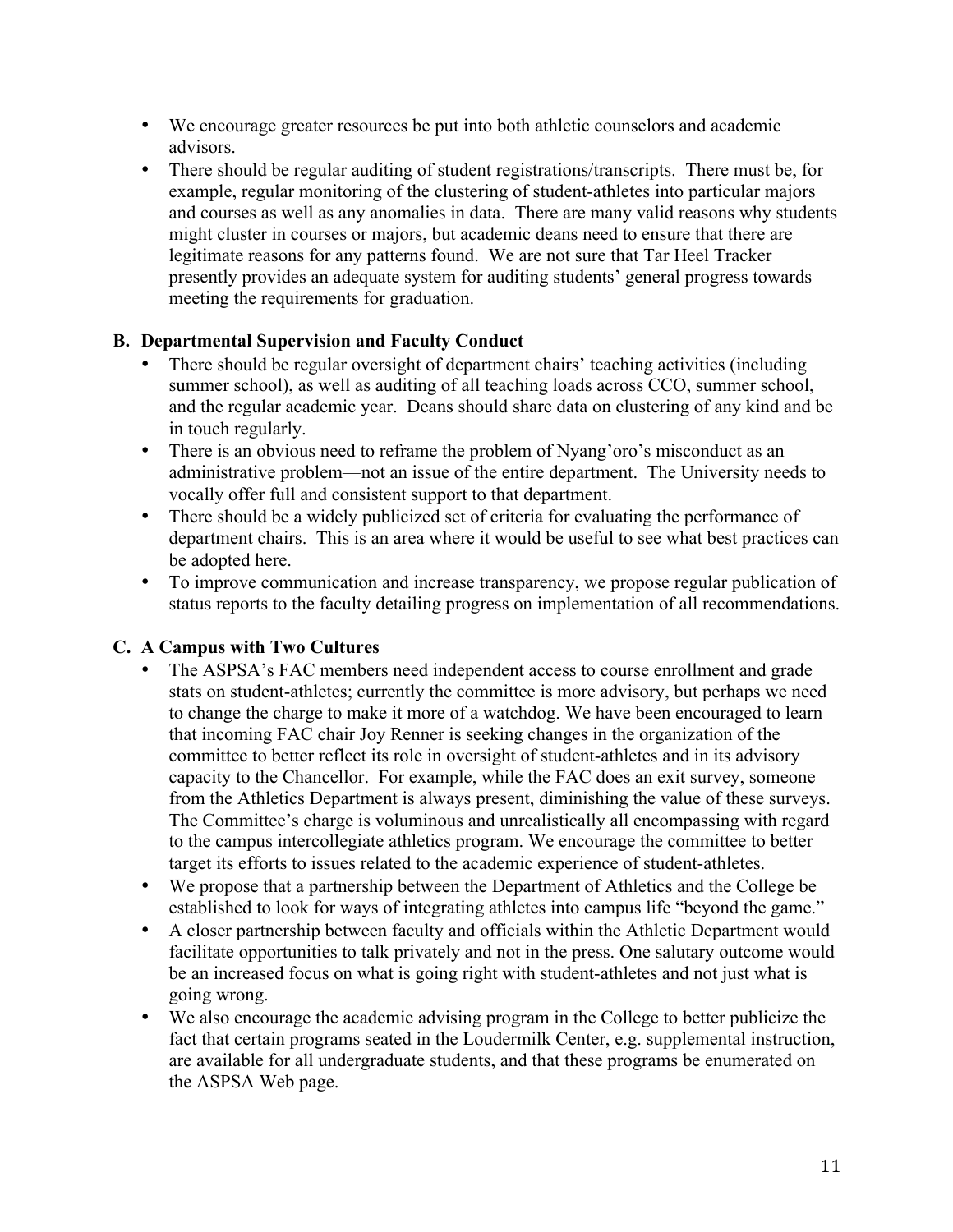- We encourage greater resources be put into both athletic counselors and academic advisors.
- There should be regular auditing of student registrations/transcripts. There must be, for example, regular monitoring of the clustering of student-athletes into particular majors and courses as well as any anomalies in data. There are many valid reasons why students might cluster in courses or majors, but academic deans need to ensure that there are legitimate reasons for any patterns found. We are not sure that Tar Heel Tracker presently provides an adequate system for auditing students' general progress towards meeting the requirements for graduation.

### B. Departmental Supervision and Faculty Conduct

- There should be regular oversight of department chairs' teaching activities (including summer school), as well as auditing of all teaching loads across CCO, summer school, and the regular academic year. Deans should share data on clustering of any kind and be in touch regularly.
- There is an obvious need to reframe the problem of Nyang'oro's misconduct as an administrative problem—not an issue of the entire department. The University needs to vocally offer full and consistent support to that department.
- There should be a widely publicized set of criteria for evaluating the performance of department chairs. This is an area where it would be useful to see what best practices can be adopted here.
- To improve communication and increase transparency, we propose regular publication of status reports to the faculty detailing progress on implementation of all recommendations.

### C. A Campus with Two Cultures

- The ASPSA's FAC members need independent access to course enrollment and grade stats on student-athletes; currently the committee is more advisory, but perhaps we need to change the charge to make it more of a watchdog. We have been encouraged to learn that incoming FAC chair Joy Renner is seeking changes in the organization of the committee to better reflect its role in oversight of student-athletes and in its advisory capacity to the Chancellor. For example, while the FAC does an exit survey, someone from the Athletics Department is always present, diminishing the value of these surveys. The Committee's charge is voluminous and unrealistically all encompassing with regard to the campus intercollegiate athletics program. We encourage the committee to better target its efforts to issues related to the academic experience of student-athletes.
- We propose that a partnership between the Department of Athletics and the College be established to look for ways of integrating athletes into campus life "beyond the game."
- A closer partnership between faculty and officials within the Athletic Department would facilitate opportunities to talk privately and not in the press. One salutary outcome would be an increased focus on what is going right with student-athletes and not just what is going wrong.
- We also encourage the academic advising program in the College to better publicize the fact that certain programs seated in the Loudermilk Center, e.g. supplemental instruction, are available for all undergraduate students, and that these programs be enumerated on the ASPSA Web page.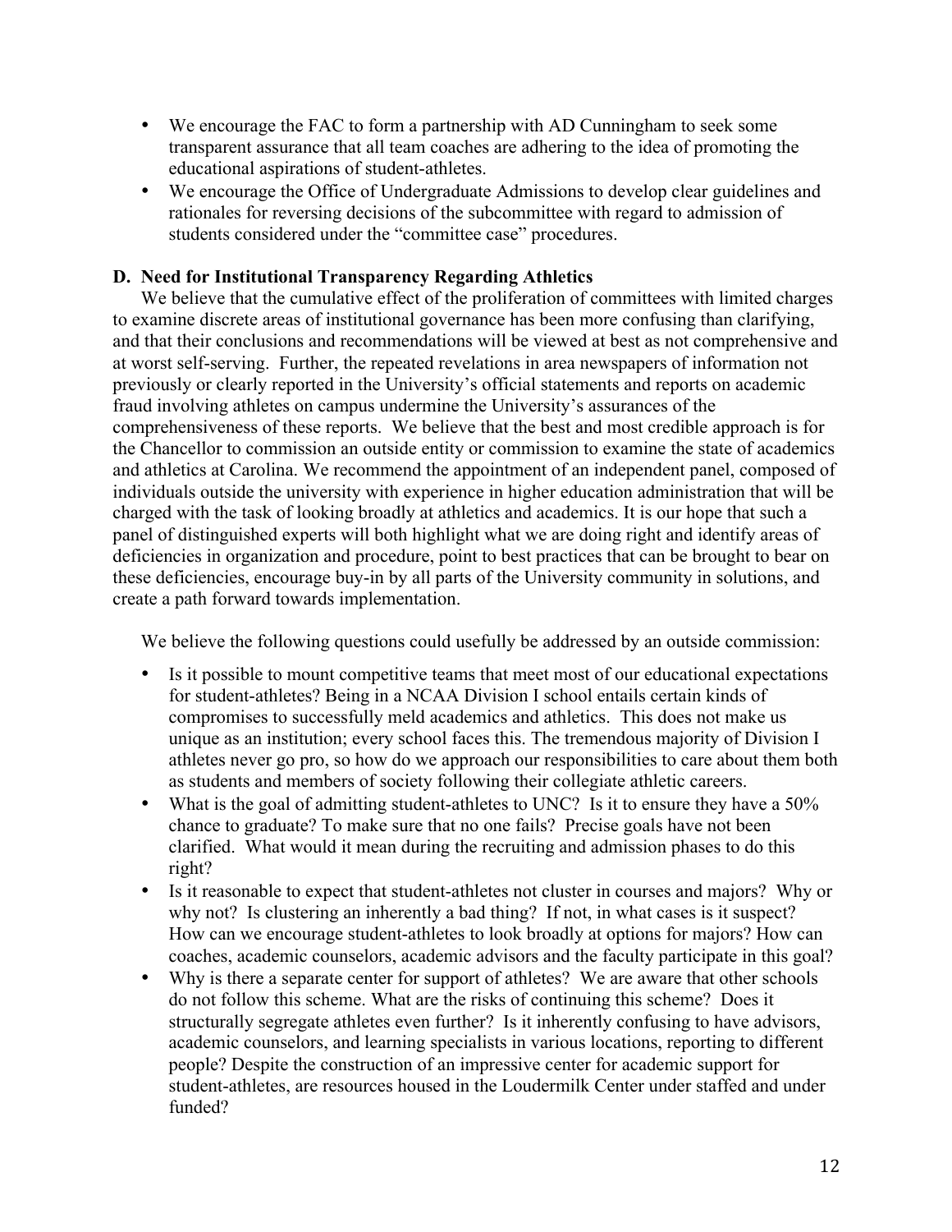- We encourage the FAC to form a partnership with AD Cunningham to seek some transparent assurance that all team coaches are adhering to the idea of promoting the educational aspirations of student-athletes.
- We encourage the Office of Undergraduate Admissions to develop clear guidelines and rationales for reversing decisions of the subcommittee with regard to admission of students considered under the "committee case" procedures.

### D. Need for Institutional Transparency Regarding Athletics

We believe that the cumulative effect of the proliferation of committees with limited charges to examine discrete areas of institutional governance has been more confusing than clarifying, and that their conclusions and recommendations will be viewed at best as not comprehensive and at worst self-serving. Further, the repeated revelations in area newspapers of information not previously or clearly reported in the University's official statements and reports on academic fraud involving athletes on campus undermine the University's assurances of the comprehensiveness of these reports. We believe that the best and most credible approach is for the Chancellor to commission an outside entity or commission to examine the state of academics and athletics at Carolina. We recommend the appointment of an independent panel, composed of individuals outside the university with experience in higher education administration that will be charged with the task of looking broadly at athletics and academics. It is our hope that such a panel of distinguished experts will both highlight what we are doing right and identify areas of deficiencies in organization and procedure, point to best practices that can be brought to bear on these deficiencies, encourage buy-in by all parts of the University community in solutions, and create a path forward towards implementation.

We believe the following questions could usefully be addressed by an outside commission:

- Is it possible to mount competitive teams that meet most of our educational expectations for student-athletes? Being in a NCAA Division I school entails certain kinds of compromises to successfully meld academics and athletics. This does not make us unique as an institution; every school faces this. The tremendous majority of Division I athletes never go pro, so how do we approach our responsibilities to care about them both as students and members of society following their collegiate athletic careers.
- What is the goal of admitting student-athletes to UNC? Is it to ensure they have a 50% chance to graduate? To make sure that no one fails? Precise goals have not been clarified. What would it mean during the recruiting and admission phases to do this right?
- Is it reasonable to expect that student-athletes not cluster in courses and majors? Why or why not? Is clustering an inherently a bad thing? If not, in what cases is it suspect? How can we encourage student-athletes to look broadly at options for majors? How can coaches, academic counselors, academic advisors and the faculty participate in this goal?
- Why is there a separate center for support of athletes? We are aware that other schools do not follow this scheme. What are the risks of continuing this scheme? Does it structurally segregate athletes even further? Is it inherently confusing to have advisors, academic counselors, and learning specialists in various locations, reporting to different people? Despite the construction of an impressive center for academic support for student-athletes, are resources housed in the Loudermilk Center under staffed and under funded?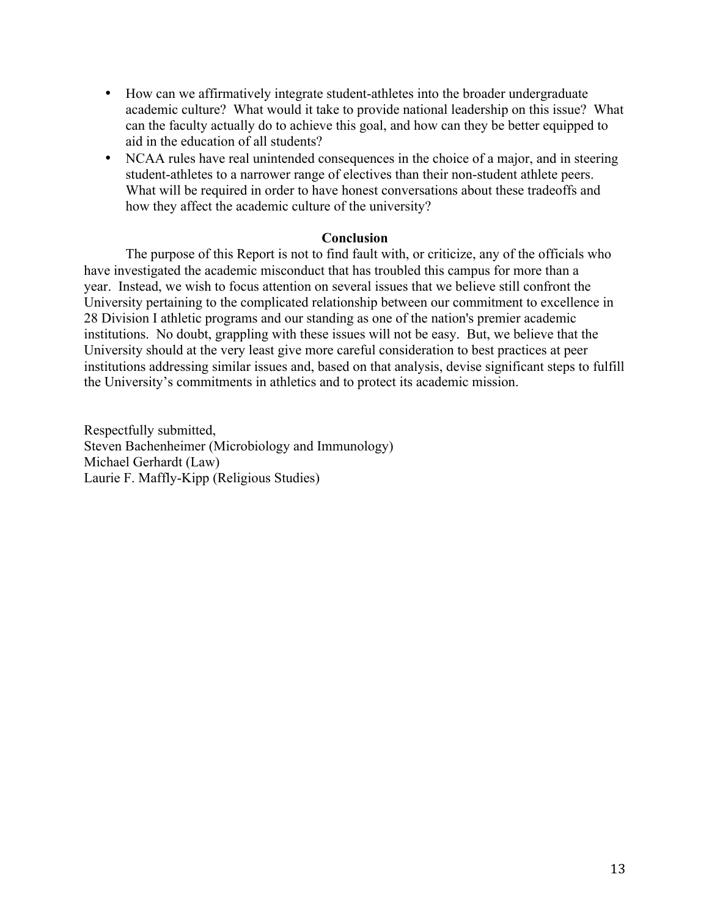- How can we affirmatively integrate student-athletes into the broader undergraduate academic culture? What would it take to provide national leadership on this issue? What can the faculty actually do to achieve this goal, and how can they be better equipped to aid in the education of all students?
- NCAA rules have real unintended consequences in the choice of a major, and in steering student-athletes to a narrower range of electives than their non-student athlete peers. What will be required in order to have honest conversations about these tradeoffs and how they affect the academic culture of the university?

## Conclusion

The purpose of this Report is not to find fault with, or criticize, any of the officials who have investigated the academic misconduct that has troubled this campus for more than a year. Instead, we wish to focus attention on several issues that we believe still confront the University pertaining to the complicated relationship between our commitment to excellence in 28 Division I athletic programs and our standing as one of the nation's premier academic institutions. No doubt, grappling with these issues will not be easy. But, we believe that the University should at the very least give more careful consideration to best practices at peer institutions addressing similar issues and, based on that analysis, devise significant steps to fulfill the University's commitments in athletics and to protect its academic mission.

Respectfully submitted,
Steven Bachenheimer (Microbiology and Immunology)
Michael Gerhardt (Law)
Laurie F. Maffly-Kipp (Religious Studies)